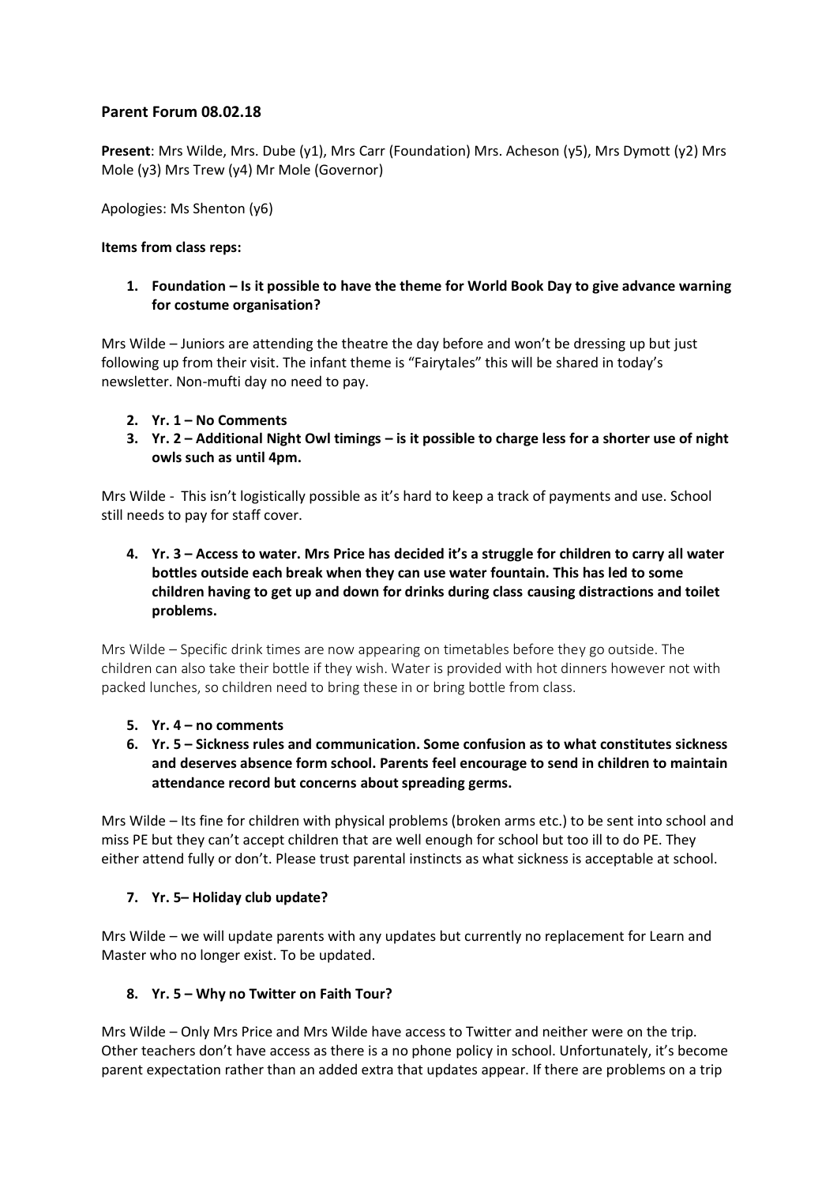## Parent Forum 08.02.18

**Present**: Mrs Wilde, Mrs. Dube (y1), Mrs Carr (Foundation) Mrs. Acheson (y5), Mrs Dymott (y2) Mrs Mole (y3) Mrs Trew (y4) Mr Mole (Governor)

Apologies: Ms Shenton (y6)

**Items from class reps:**

1. **Foundation – Is it possible to have the theme for World Book Day to give advance warning for costume organisation?**

Mrs Wilde – Juniors are attending the theatre the day before and won't be dressing up but just following up from their visit. The infant theme is "Fairytales" this will be shared in today's newsletter. Non-mufti day no need to pay.

2. **Yr. 1 – No Comments**
3. **Yr. 2 – Additional Night Owl timings – is it possible to charge less for a shorter use of night owls such as until 4pm.**

Mrs Wilde - This isn't logistically possible as it's hard to keep a track of payments and use. School still needs to pay for staff cover.

4. **Yr. 3 – Access to water. Mrs Price has decided it's a struggle for children to carry all water bottles outside each break when they can use water fountain. This has led to some children having to get up and down for drinks during class causing distractions and toilet problems.**

Mrs Wilde – Specific drink times are now appearing on timetables before they go outside. The children can also take their bottle if they wish. Water is provided with hot dinners however not with packed lunches, so children need to bring these in or bring bottle from class.

5. **Yr. 4 – no comments**
6. **Yr. 5 – Sickness rules and communication. Some confusion as to what constitutes sickness and deserves absence form school. Parents feel encourage to send in children to maintain attendance record but concerns about spreading germs.**

Mrs Wilde – Its fine for children with physical problems (broken arms etc.) to be sent into school and miss PE but they can't accept children that are well enough for school but too ill to do PE. They either attend fully or don't. Please trust parental instincts as what sickness is acceptable at school.

7. **Yr. 5– Holiday club update?**

Mrs Wilde – we will update parents with any updates but currently no replacement for Learn and Master who no longer exist. To be updated.

8. **Yr. 5 – Why no Twitter on Faith Tour?**

Mrs Wilde – Only Mrs Price and Mrs Wilde have access to Twitter and neither were on the trip. Other teachers don't have access as there is a no phone policy in school. Unfortunately, it's become parent expectation rather than an added extra that updates appear. If there are problems on a trip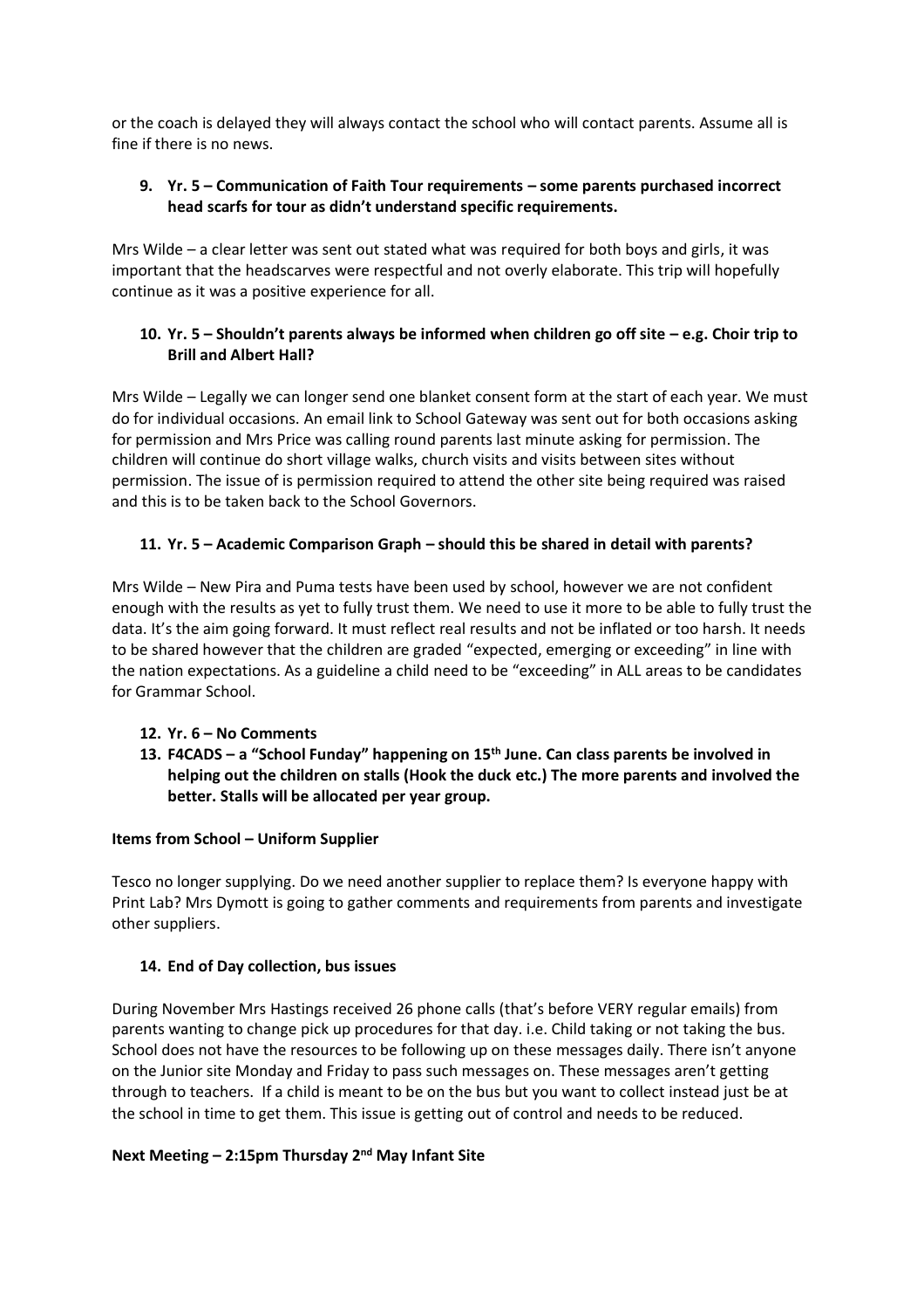or the coach is delayed they will always contact the school who will contact parents. Assume all is fine if there is no news.

9. **Yr. 5 – Communication of Faith Tour requirements – some parents purchased incorrect head scarfs for tour as didn't understand specific requirements.**

Mrs Wilde – a clear letter was sent out stated what was required for both boys and girls, it was important that the headscarves were respectful and not overly elaborate. This trip will hopefully continue as it was a positive experience for all.

10. **Yr. 5 – Shouldn't parents always be informed when children go off site – e.g. Choir trip to Brill and Albert Hall?**

Mrs Wilde – Legally we can longer send one blanket consent form at the start of each year. We must do for individual occasions. An email link to School Gateway was sent out for both occasions asking for permission and Mrs Price was calling round parents last minute asking for permission. The children will continue do short village walks, church visits and visits between sites without permission. The issue of is permission required to attend the other site being required was raised and this is to be taken back to the School Governors.

11. **Yr. 5 – Academic Comparison Graph – should this be shared in detail with parents?**

Mrs Wilde – New Pira and Puma tests have been used by school, however we are not confident enough with the results as yet to fully trust them. We need to use it more to be able to fully trust the data. It's the aim going forward. It must reflect real results and not be inflated or too harsh. It needs to be shared however that the children are graded "expected, emerging or exceeding" in line with the nation expectations. As a guideline a child need to be "exceeding" in ALL areas to be candidates for Grammar School.

12. **Yr. 6 – No Comments**
13. **F4CADS – a "School Funday" happening on 15th June. Can class parents be involved in helping out the children on stalls (Hook the duck etc.) The more parents and involved the better. Stalls will be allocated per year group.**

**Items from School – Uniform Supplier**

Tesco no longer supplying. Do we need another supplier to replace them? Is everyone happy with Print Lab? Mrs Dymott is going to gather comments and requirements from parents and investigate other suppliers.

14. **End of Day collection, bus issues**

During November Mrs Hastings received 26 phone calls (that's before VERY regular emails) from parents wanting to change pick up procedures for that day. i.e. Child taking or not taking the bus. School does not have the resources to be following up on these messages daily. There isn't anyone on the Junior site Monday and Friday to pass such messages on. These messages aren't getting through to teachers. If a child is meant to be on the bus but you want to collect instead just be at the school in time to get them. This issue is getting out of control and needs to be reduced.

**Next Meeting – 2:15pm Thursday 2nd May Infant Site**